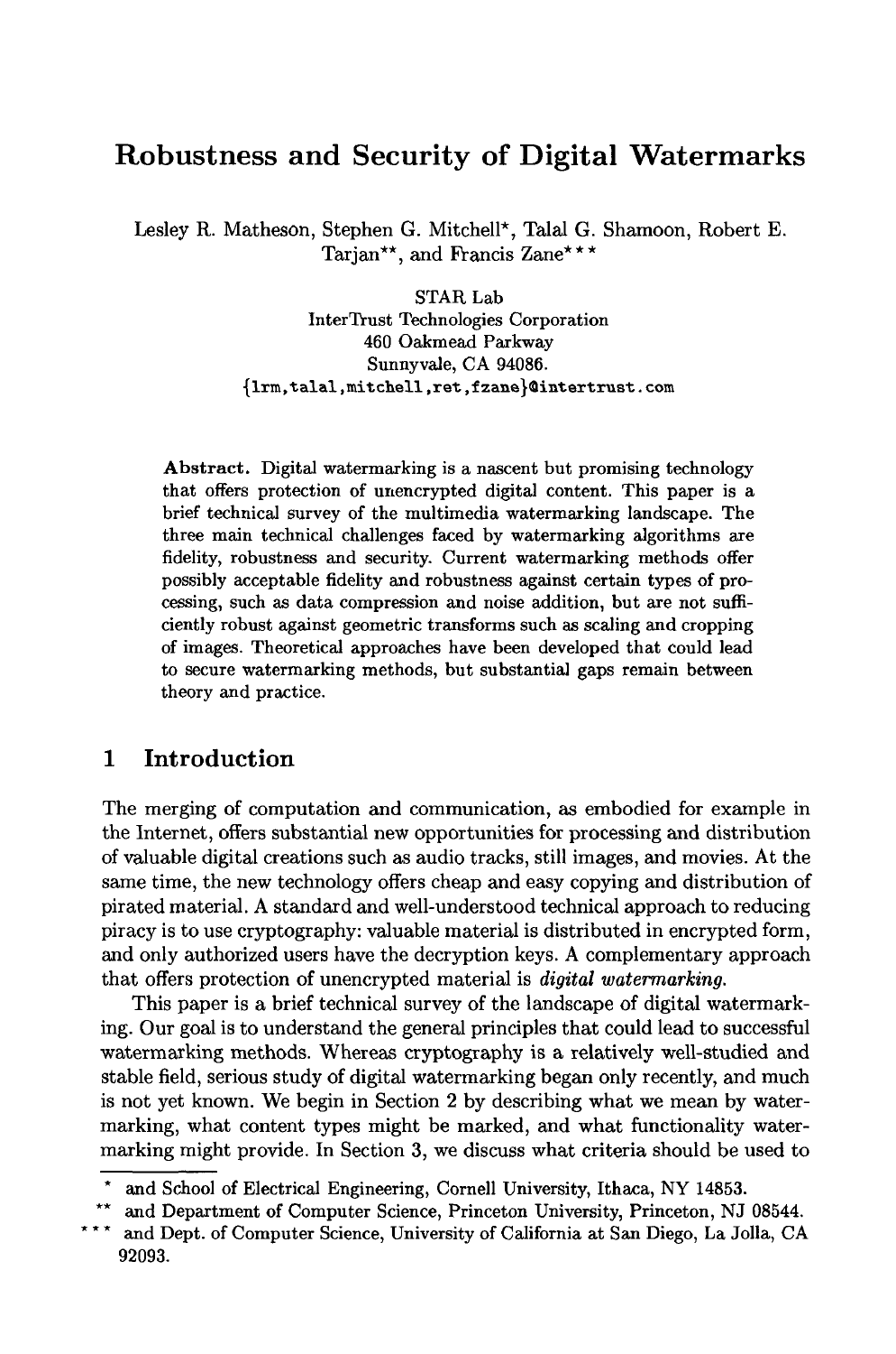# Robustness and Security of Digital Watermarks

Lesley R. Matheson, Stephen G. Mitchell*, Talal G. Shamoon, Robert E. Tarjan**, and Francis Zane***

STAR Lab
InterTrust Technologies Corporation
460 Oakmead Parkway
Sunnyvale, CA 94086.
{lrm,talal,mitchell,ret,fzane}@intertrust.com

**Abstract.** Digital watermarking is a nascent but promising technology that offers protection of unencrypted digital content. This paper is a brief technical survey of the multimedia watermarking landscape. The three main technical challenges faced by watermarking algorithms are fidelity, robustness and security. Current watermarking methods offer possibly acceptable fidelity and robustness against certain types of processing, such as data compression and noise addition, but are not sufficiently robust against geometric transforms such as scaling and cropping of images. Theoretical approaches have been developed that could lead to secure watermarking methods, but substantial gaps remain between theory and practice.

## 1 Introduction

The merging of computation and communication, as embodied for example in the Internet, offers substantial new opportunities for processing and distribution of valuable digital creations such as audio tracks, still images, and movies. At the same time, the new technology offers cheap and easy copying and distribution of pirated material. A standard and well-understood technical approach to reducing piracy is to use cryptography: valuable material is distributed in encrypted form, and only authorized users have the decryption keys. A complementary approach that offers protection of unencrypted material is *digital watermarking*.

This paper is a brief technical survey of the landscape of digital watermarking. Our goal is to understand the general principles that could lead to successful watermarking methods. Whereas cryptography is a relatively well-studied and stable field, serious study of digital watermarking began only recently, and much is not yet known. We begin in Section 2 by describing what we mean by watermarking, what content types might be marked, and what functionality watermarking might provide. In Section 3, we discuss what criteria should be used to

\* and School of Electrical Engineering, Cornell University, Ithaca, NY 14853.

\*\* and Department of Computer Science, Princeton University, Princeton, NJ 08544.

\*\*\* and Dept. of Computer Science, University of California at San Diego, La Jolla, CA 92093.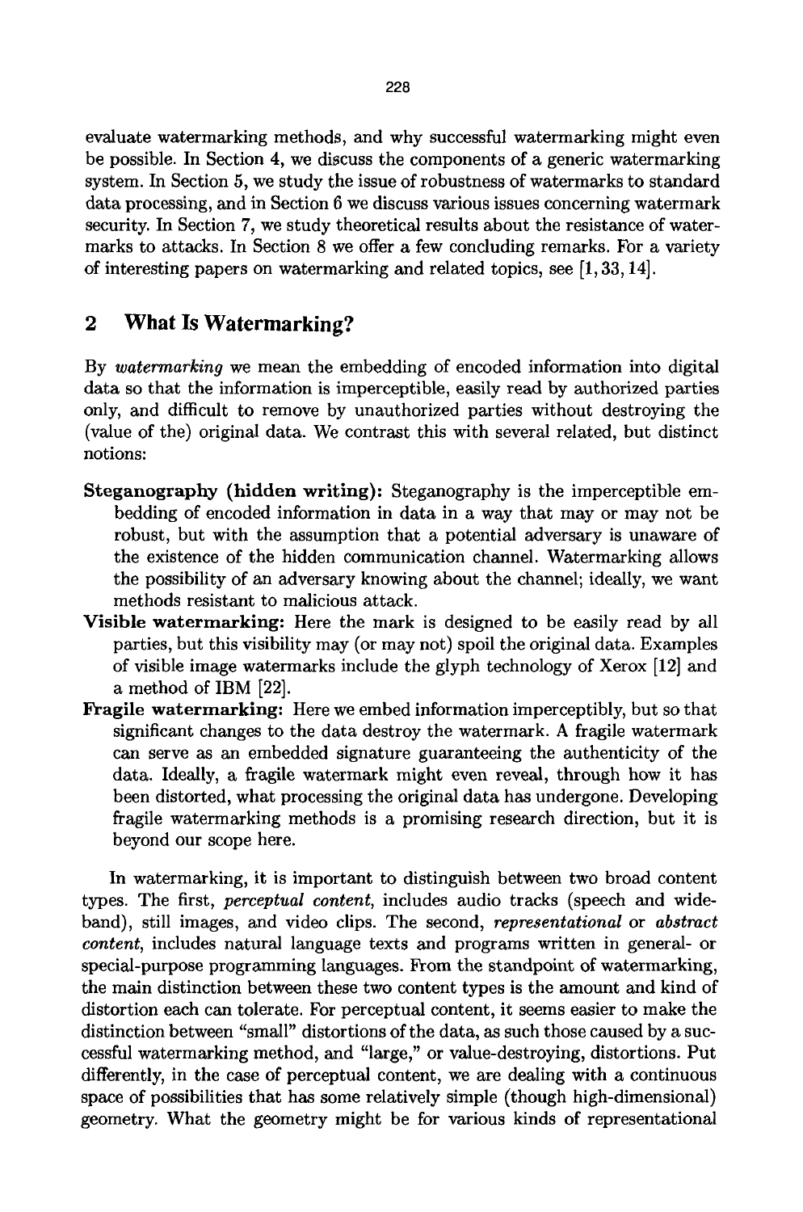evaluate watermarking methods, and why successful watermarking might even be possible. In Section 4, we discuss the components of a generic watermarking system. In Section 5, we study the issue of robustness of watermarks to standard data processing, and in Section 6 we discuss various issues concerning watermark security. In Section 7, we study theoretical results about the resistance of watermarks to attacks. In Section 8 we offer a few concluding remarks. For a variety of interesting papers on watermarking and related topics, see [1, 33, 14].

## 2 What Is Watermarking?

By *watermarking* we mean the embedding of encoded information into digital data so that the information is imperceptible, easily read by authorized parties only, and difficult to remove by unauthorized parties without destroying the (value of the) original data. We contrast this with several related, but distinct notions:

**Steganography (hidden writing):** Steganography is the imperceptible embedding of encoded information in data in a way that may or may not be robust, but with the assumption that a potential adversary is unaware of the existence of the hidden communication channel. Watermarking allows the possibility of an adversary knowing about the channel; ideally, we want methods resistant to malicious attack.

**Visible watermarking:** Here the mark is designed to be easily read by all parties, but this visibility may (or may not) spoil the original data. Examples of visible image watermarks include the glyph technology of Xerox [12] and a method of IBM [22].

**Fragile watermarking:** Here we embed information imperceptibly, but so that significant changes to the data destroy the watermark. A fragile watermark can serve as an embedded signature guaranteeing the authenticity of the data. Ideally, a fragile watermark might even reveal, through how it has been distorted, what processing the original data has undergone. Developing fragile watermarking methods is a promising research direction, but it is beyond our scope here.

In watermarking, it is important to distinguish between two broad content types. The first, *perceptual content*, includes audio tracks (speech and wideband), still images, and video clips. The second, *representational* or *abstract content*, includes natural language texts and programs written in general- or special-purpose programming languages. From the standpoint of watermarking, the main distinction between these two content types is the amount and kind of distortion each can tolerate. For perceptual content, it seems easier to make the distinction between "small" distortions of the data, as such those caused by a successful watermarking method, and "large," or value-destroying, distortions. Put differently, in the case of perceptual content, we are dealing with a continuous space of possibilities that has some relatively simple (though high-dimensional) geometry. What the geometry might be for various kinds of representational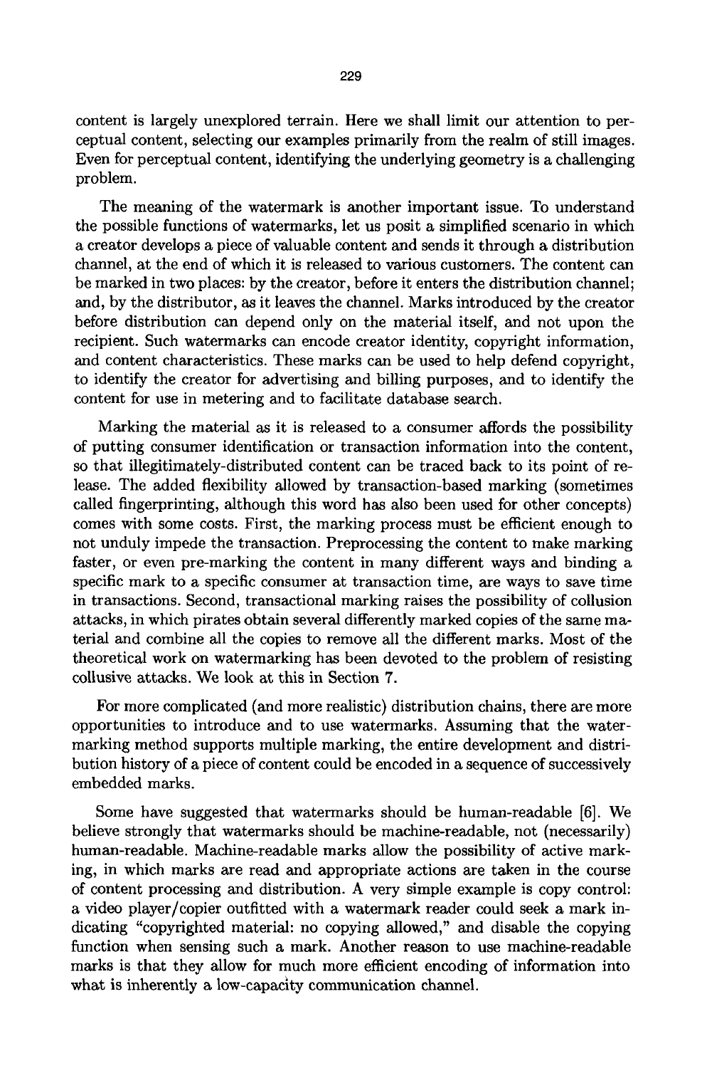content is largely unexplored terrain. Here we shall limit our attention to perceptual content, selecting our examples primarily from the realm of still images. Even for perceptual content, identifying the underlying geometry is a challenging problem.

The meaning of the watermark is another important issue. To understand the possible functions of watermarks, let us posit a simplified scenario in which a creator develops a piece of valuable content and sends it through a distribution channel, at the end of which it is released to various customers. The content can be marked in two places: by the creator, before it enters the distribution channel; and, by the distributor, as it leaves the channel. Marks introduced by the creator before distribution can depend only on the material itself, and not upon the recipient. Such watermarks can encode creator identity, copyright information, and content characteristics. These marks can be used to help defend copyright, to identify the creator for advertising and billing purposes, and to identify the content for use in metering and to facilitate database search.

Marking the material as it is released to a consumer affords the possibility of putting consumer identification or transaction information into the content, so that illegitimately-distributed content can be traced back to its point of release. The added flexibility allowed by transaction-based marking (sometimes called fingerprinting, although this word has also been used for other concepts) comes with some costs. First, the marking process must be efficient enough to not unduly impede the transaction. Preprocessing the content to make marking faster, or even pre-marking the content in many different ways and binding a specific mark to a specific consumer at transaction time, are ways to save time in transactions. Second, transactional marking raises the possibility of collusion attacks, in which pirates obtain several differently marked copies of the same material and combine all the copies to remove all the different marks. Most of the theoretical work on watermarking has been devoted to the problem of resisting collusive attacks. We look at this in Section 7.

For more complicated (and more realistic) distribution chains, there are more opportunities to introduce and to use watermarks. Assuming that the watermarking method supports multiple marking, the entire development and distribution history of a piece of content could be encoded in a sequence of successively embedded marks.

Some have suggested that watermarks should be human-readable [6]. We believe strongly that watermarks should be machine-readable, not (necessarily) human-readable. Machine-readable marks allow the possibility of active marking, in which marks are read and appropriate actions are taken in the course of content processing and distribution. A very simple example is copy control: a video player/copier outfitted with a watermark reader could seek a mark indicating "copyrighted material: no copying allowed," and disable the copying function when sensing such a mark. Another reason to use machine-readable marks is that they allow for much more efficient encoding of information into what is inherently a low-capacity communication channel.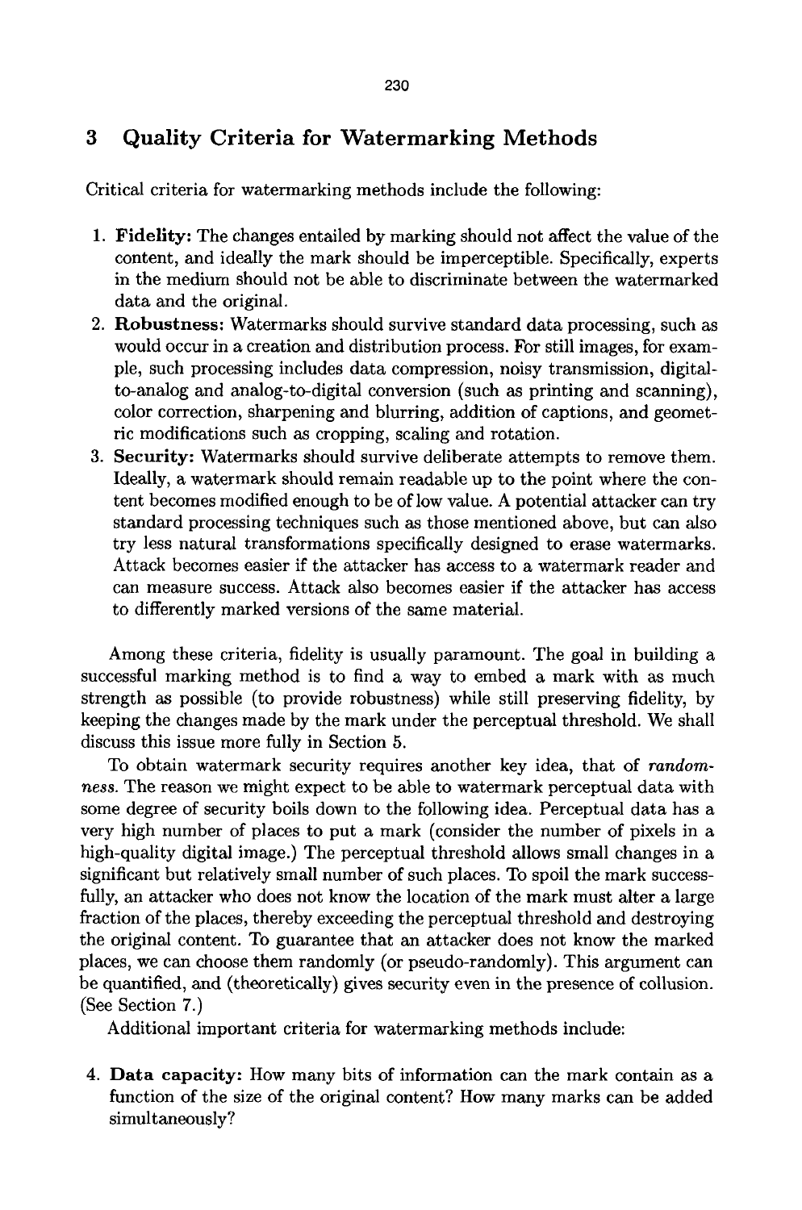## 3 Quality Criteria for Watermarking Methods

Critical criteria for watermarking methods include the following:

1. **Fidelity:** The changes entailed by marking should not affect the value of the content, and ideally the mark should be imperceptible. Specifically, experts in the medium should not be able to discriminate between the watermarked data and the original.
2. **Robustness:** Watermarks should survive standard data processing, such as would occur in a creation and distribution process. For still images, for example, such processing includes data compression, noisy transmission, digital-to-analog and analog-to-digital conversion (such as printing and scanning), color correction, sharpening and blurring, addition of captions, and geometric modifications such as cropping, scaling and rotation.
3. **Security:** Watermarks should survive deliberate attempts to remove them. Ideally, a watermark should remain readable up to the point where the content becomes modified enough to be of low value. A potential attacker can try standard processing techniques such as those mentioned above, but can also try less natural transformations specifically designed to erase watermarks. Attack becomes easier if the attacker has access to a watermark reader and can measure success. Attack also becomes easier if the attacker has access to differently marked versions of the same material.

Among these criteria, fidelity is usually paramount. The goal in building a successful marking method is to find a way to embed a mark with as much strength as possible (to provide robustness) while still preserving fidelity, by keeping the changes made by the mark under the perceptual threshold. We shall discuss this issue more fully in Section 5.

To obtain watermark security requires another key idea, that of *randomness*. The reason we might expect to be able to watermark perceptual data with some degree of security boils down to the following idea. Perceptual data has a very high number of places to put a mark (consider the number of pixels in a high-quality digital image.) The perceptual threshold allows small changes in a significant but relatively small number of such places. To spoil the mark successfully, an attacker who does not know the location of the mark must alter a large fraction of the places, thereby exceeding the perceptual threshold and destroying the original content. To guarantee that an attacker does not know the marked places, we can choose them randomly (or pseudo-randomly). This argument can be quantified, and (theoretically) gives security even in the presence of collusion. (See Section 7.)

Additional important criteria for watermarking methods include:

4. **Data capacity:** How many bits of information can the mark contain as a function of the size of the original content? How many marks can be added simultaneously?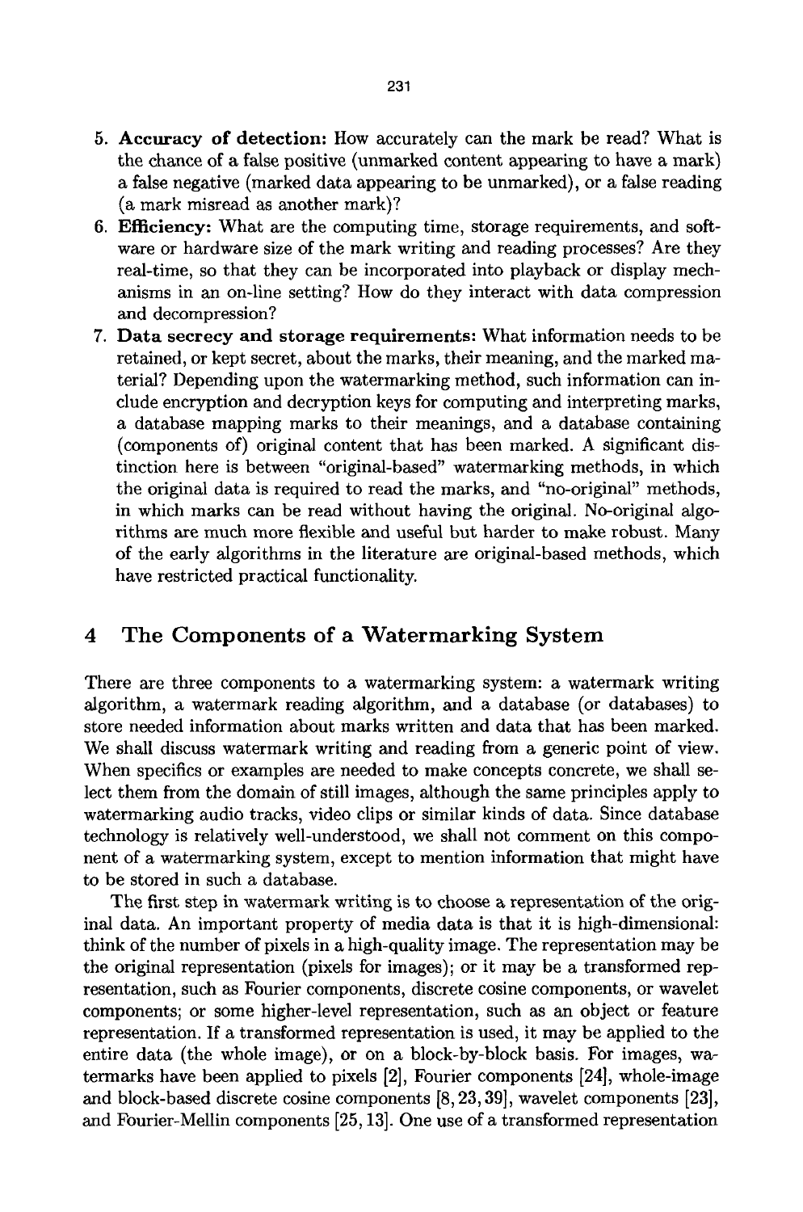5. **Accuracy of detection:** How accurately can the mark be read? What is the chance of a false positive (unmarked content appearing to have a mark) a false negative (marked data appearing to be unmarked), or a false reading (a mark misread as another mark)?
6. **Efficiency:** What are the computing time, storage requirements, and software or hardware size of the mark writing and reading processes? Are they real-time, so that they can be incorporated into playback or display mechanisms in an on-line setting? How do they interact with data compression and decompression?
7. **Data secrecy and storage requirements:** What information needs to be retained, or kept secret, about the marks, their meaning, and the marked material? Depending upon the watermarking method, such information can include encryption and decryption keys for computing and interpreting marks, a database mapping marks to their meanings, and a database containing (components of) original content that has been marked. A significant distinction here is between "original-based" watermarking methods, in which the original data is required to read the marks, and "no-original" methods, in which marks can be read without having the original. No-original algorithms are much more flexible and useful but harder to make robust. Many of the early algorithms in the literature are original-based methods, which have restricted practical functionality.

## 4 The Components of a Watermarking System

There are three components to a watermarking system: a watermark writing algorithm, a watermark reading algorithm, and a database (or databases) to store needed information about marks written and data that has been marked. We shall discuss watermark writing and reading from a generic point of view. When specifics or examples are needed to make concepts concrete, we shall select them from the domain of still images, although the same principles apply to watermarking audio tracks, video clips or similar kinds of data. Since database technology is relatively well-understood, we shall not comment on this component of a watermarking system, except to mention information that might have to be stored in such a database.

The first step in watermark writing is to choose a representation of the original data. An important property of media data is that it is high-dimensional: think of the number of pixels in a high-quality image. The representation may be the original representation (pixels for images); or it may be a transformed representation, such as Fourier components, discrete cosine components, or wavelet components; or some higher-level representation, such as an object or feature representation. If a transformed representation is used, it may be applied to the entire data (the whole image), or on a block-by-block basis. For images, watermarks have been applied to pixels [2], Fourier components [24], whole-image and block-based discrete cosine components [8, 23, 39], wavelet components [23], and Fourier-Mellin components [25, 13]. One use of a transformed representation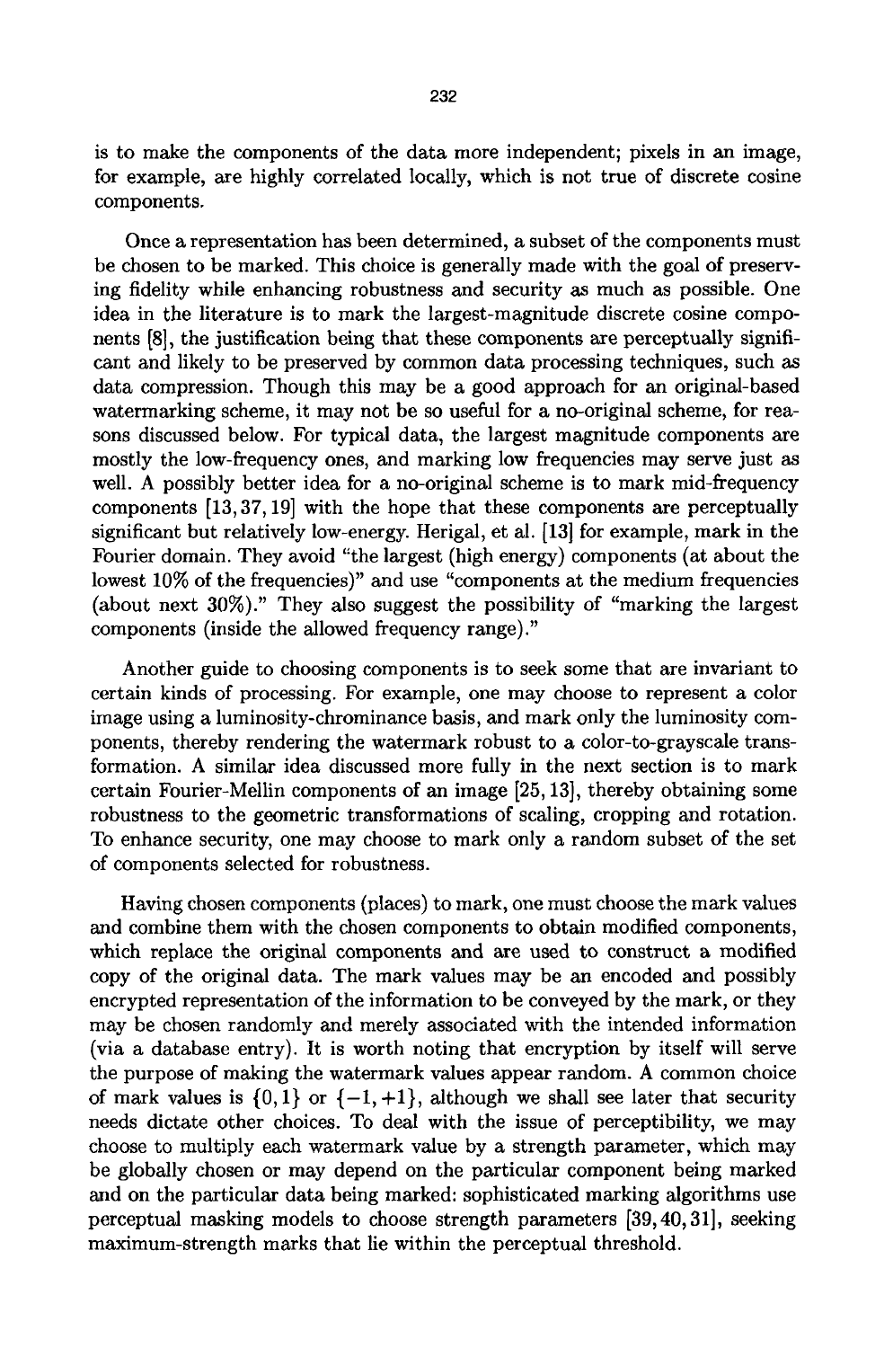is to make the components of the data more independent; pixels in an image, for example, are highly correlated locally, which is not true of discrete cosine components.

Once a representation has been determined, a subset of the components must be chosen to be marked. This choice is generally made with the goal of preserving fidelity while enhancing robustness and security as much as possible. One idea in the literature is to mark the largest-magnitude discrete cosine components [8], the justification being that these components are perceptually significant and likely to be preserved by common data processing techniques, such as data compression. Though this may be a good approach for an original-based watermarking scheme, it may not be so useful for a no-original scheme, for reasons discussed below. For typical data, the largest magnitude components are mostly the low-frequency ones, and marking low frequencies may serve just as well. A possibly better idea for a no-original scheme is to mark mid-frequency components [13, 37, 19] with the hope that these components are perceptually significant but relatively low-energy. Herigal, et al. [13] for example, mark in the Fourier domain. They avoid "the largest (high energy) components (at about the lowest 10% of the frequencies)" and use "components at the medium frequencies (about next 30%)." They also suggest the possibility of "marking the largest components (inside the allowed frequency range)."

Another guide to choosing components is to seek some that are invariant to certain kinds of processing. For example, one may choose to represent a color image using a luminosity-chrominance basis, and mark only the luminosity components, thereby rendering the watermark robust to a color-to-grayscale transformation. A similar idea discussed more fully in the next section is to mark certain Fourier-Mellin components of an image [25, 13], thereby obtaining some robustness to the geometric transformations of scaling, cropping and rotation. To enhance security, one may choose to mark only a random subset of the set of components selected for robustness.

Having chosen components (places) to mark, one must choose the mark values and combine them with the chosen components to obtain modified components, which replace the original components and are used to construct a modified copy of the original data. The mark values may be an encoded and possibly encrypted representation of the information to be conveyed by the mark, or they may be chosen randomly and merely associated with the intended information (via a database entry). It is worth noting that encryption by itself will serve the purpose of making the watermark values appear random. A common choice of mark values is $\{0, 1\}$ or $\{-1, +1\}$, although we shall see later that security needs dictate other choices. To deal with the issue of perceptibility, we may choose to multiply each watermark value by a strength parameter, which may be globally chosen or may depend on the particular component being marked and on the particular data being marked: sophisticated marking algorithms use perceptual masking models to choose strength parameters [39, 40, 31], seeking maximum-strength marks that lie within the perceptual threshold.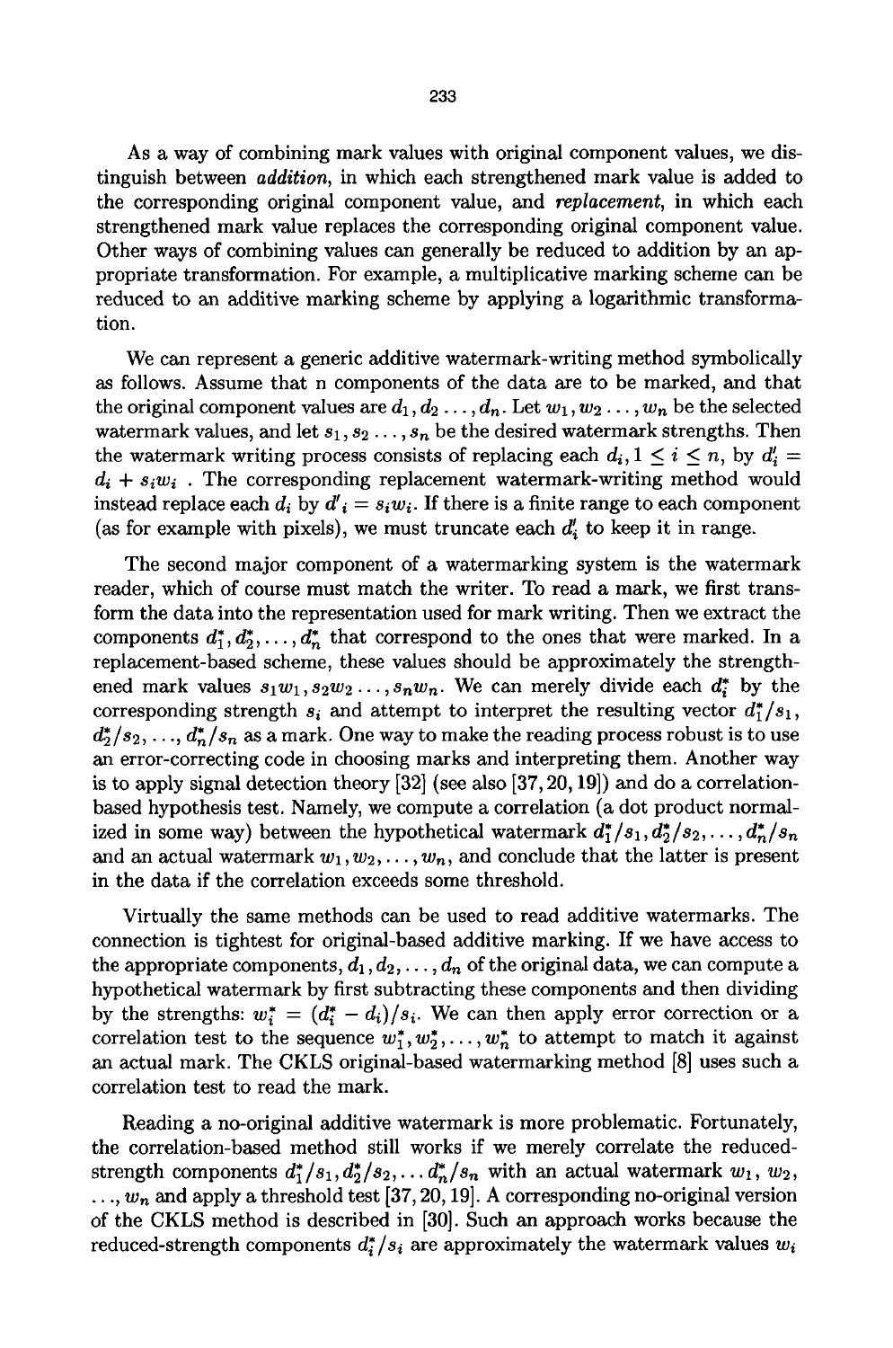As a way of combining mark values with original component values, we distinguish between *addition*, in which each strengthened mark value is added to the corresponding original component value, and *replacement*, in which each strengthened mark value replaces the corresponding original component value. Other ways of combining values can generally be reduced to addition by an appropriate transformation. For example, a multiplicative marking scheme can be reduced to an additive marking scheme by applying a logarithmic transformation.

We can represent a generic additive watermark-writing method symbolically as follows. Assume that n components of the data are to be marked, and that the original component values are $d_1, d_2 \ldots, d_n$. Let $w_1, w_2 \ldots, w_n$ be the selected watermark values, and let $s_1, s_2 \ldots, s_n$ be the desired watermark strengths. Then the watermark writing process consists of replacing each $d_i, 1 \leq i \leq n$, by $d_i' = d_i + s_i w_i$ . The corresponding replacement watermark-writing method would instead replace each $d_i$ by $d'_i = s_i w_i$. If there is a finite range to each component (as for example with pixels), we must truncate each $d_i'$ to keep it in range.

The second major component of a watermarking system is the watermark reader, which of course must match the writer. To read a mark, we first transform the data into the representation used for mark writing. Then we extract the components $d_1^*, d_2^*, \ldots, d_n^*$ that correspond to the ones that were marked. In a replacement-based scheme, these values should be approximately the strengthened mark values $s_1 w_1, s_2 w_2 \ldots, s_n w_n$. We can merely divide each $d_i^*$ by the corresponding strength $s_i$ and attempt to interpret the resulting vector $d_1^*/s_1$, $d_2^*/s_2, \ldots, d_n^*/s_n$ as a mark. One way to make the reading process robust is to use an error-correcting code in choosing marks and interpreting them. Another way is to apply signal detection theory [32] (see also [37, 20, 19]) and do a correlation-based hypothesis test. Namely, we compute a correlation (a dot product normalized in some way) between the hypothetical watermark $d_1^*/s_1, d_2^*/s_2, \ldots, d_n^*/s_n$ and an actual watermark $w_1, w_2, \ldots, w_n$, and conclude that the latter is present in the data if the correlation exceeds some threshold.

Virtually the same methods can be used to read additive watermarks. The connection is tightest for original-based additive marking. If we have access to the appropriate components, $d_1, d_2, \ldots, d_n$ of the original data, we can compute a hypothetical watermark by first subtracting these components and then dividing by the strengths: $w_i^* = (d_i^* - d_i)/s_i$. We can then apply error correction or a correlation test to the sequence $w_1^*, w_2^*, \ldots, w_n^*$ to attempt to match it against an actual mark. The CKLS original-based watermarking method [8] uses such a correlation test to read the mark.

Reading a no-original additive watermark is more problematic. Fortunately, the correlation-based method still works if we merely correlate the reduced-strength components $d_1^*/s_1, d_2^*/s_2, \ldots d_n^*/s_n$ with an actual watermark $w_1$, $w_2$, $\ldots$, $w_n$ and apply a threshold test [37, 20, 19]. A corresponding no-original version of the CKLS method is described in [30]. Such an approach works because the reduced-strength components $d_i^*/s_i$ are approximately the watermark values $w_i$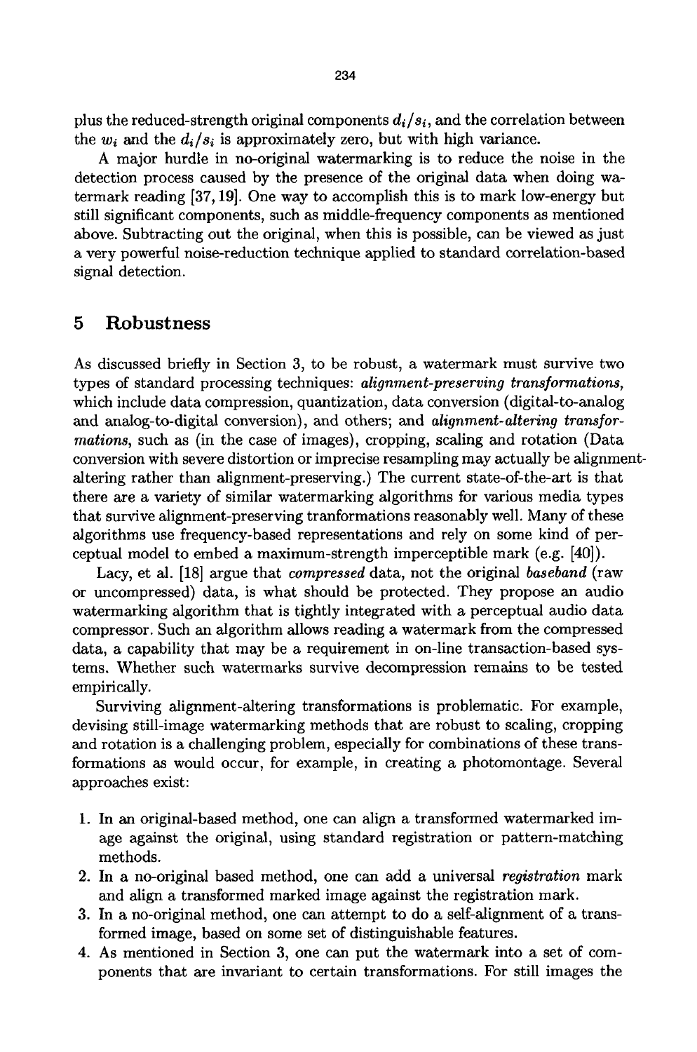plus the reduced-strength original components $d_i/s_i$, and the correlation between the $w_i$ and the $d_i/s_i$ is approximately zero, but with high variance.

A major hurdle in no-original watermarking is to reduce the noise in the detection process caused by the presence of the original data when doing watermark reading [37, 19]. One way to accomplish this is to mark low-energy but still significant components, such as middle-frequency components as mentioned above. Subtracting out the original, when this is possible, can be viewed as just a very powerful noise-reduction technique applied to standard correlation-based signal detection.

## 5 Robustness

As discussed briefly in Section 3, to be robust, a watermark must survive two types of standard processing techniques: *alignment-preserving transformations*, which include data compression, quantization, data conversion (digital-to-analog and analog-to-digital conversion), and others; and *alignment-altering transformations*, such as (in the case of images), cropping, scaling and rotation (Data conversion with severe distortion or imprecise resampling may actually be alignment-altering rather than alignment-preserving.) The current state-of-the-art is that there are a variety of similar watermarking algorithms for various media types that survive alignment-preserving tranformations reasonably well. Many of these algorithms use frequency-based representations and rely on some kind of perceptual model to embed a maximum-strength imperceptible mark (e.g. [40]).

Lacy, et al. [18] argue that *compressed* data, not the original *baseband* (raw or uncompressed) data, is what should be protected. They propose an audio watermarking algorithm that is tightly integrated with a perceptual audio data compressor. Such an algorithm allows reading a watermark from the compressed data, a capability that may be a requirement in on-line transaction-based systems. Whether such watermarks survive decompression remains to be tested empirically.

Surviving alignment-altering transformations is problematic. For example, devising still-image watermarking methods that are robust to scaling, cropping and rotation is a challenging problem, especially for combinations of these transformations as would occur, for example, in creating a photomontage. Several approaches exist:

1. In an original-based method, one can align a transformed watermarked image against the original, using standard registration or pattern-matching methods.
2. In a no-original based method, one can add a universal *registration* mark and align a transformed marked image against the registration mark.
3. In a no-original method, one can attempt to do a self-alignment of a transformed image, based on some set of distinguishable features.
4. As mentioned in Section 3, one can put the watermark into a set of components that are invariant to certain transformations. For still images the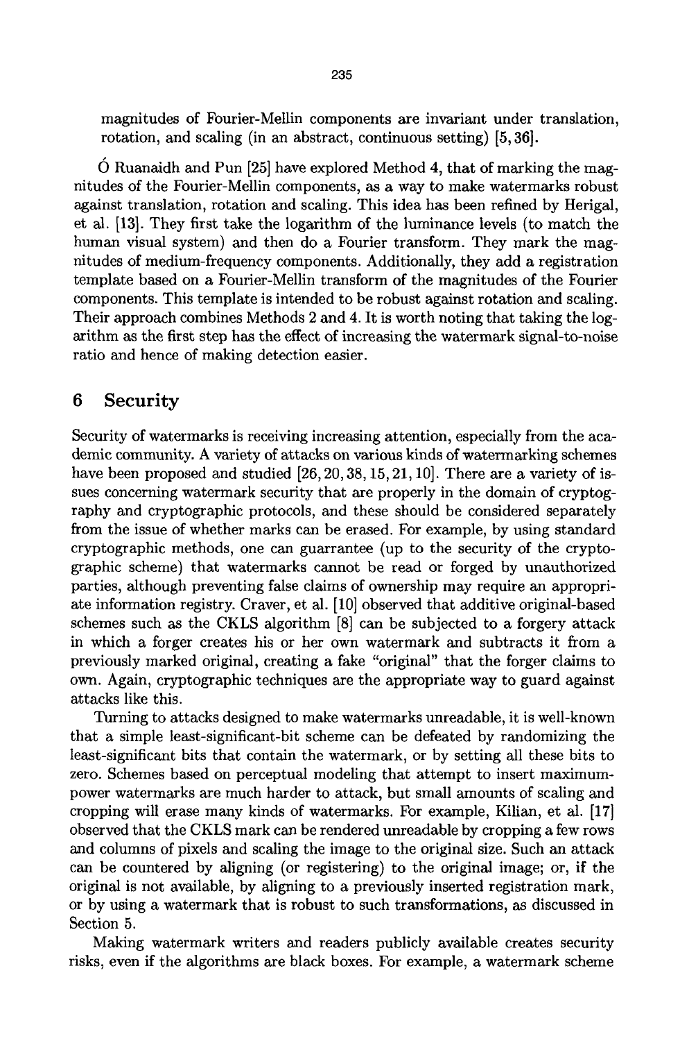magnitudes of Fourier-Mellin components are invariant under translation, rotation, and scaling (in an abstract, continuous setting) [5, 36].

Ó Ruanaidh and Pun [25] have explored Method 4, that of marking the magnitudes of the Fourier-Mellin components, as a way to make watermarks robust against translation, rotation and scaling. This idea has been refined by Herigal, et al. [13]. They first take the logarithm of the luminance levels (to match the human visual system) and then do a Fourier transform. They mark the magnitudes of medium-frequency components. Additionally, they add a registration template based on a Fourier-Mellin transform of the magnitudes of the Fourier components. This template is intended to be robust against rotation and scaling. Their approach combines Methods 2 and 4. It is worth noting that taking the logarithm as the first step has the effect of increasing the watermark signal-to-noise ratio and hence of making detection easier.

## 6 Security

Security of watermarks is receiving increasing attention, especially from the academic community. A variety of attacks on various kinds of watermarking schemes have been proposed and studied [26, 20, 38, 15, 21, 10]. There are a variety of issues concerning watermark security that are properly in the domain of cryptography and cryptographic protocols, and these should be considered separately from the issue of whether marks can be erased. For example, by using standard cryptographic methods, one can guarrantee (up to the security of the cryptographic scheme) that watermarks cannot be read or forged by unauthorized parties, although preventing false claims of ownership may require an appropriate information registry. Craver, et al. [10] observed that additive original-based schemes such as the CKLS algorithm [8] can be subjected to a forgery attack in which a forger creates his or her own watermark and subtracts it from a previously marked original, creating a fake "original" that the forger claims to own. Again, cryptographic techniques are the appropriate way to guard against attacks like this.

Turning to attacks designed to make watermarks unreadable, it is well-known that a simple least-significant-bit scheme can be defeated by randomizing the least-significant bits that contain the watermark, or by setting all these bits to zero. Schemes based on perceptual modeling that attempt to insert maximum-power watermarks are much harder to attack, but small amounts of scaling and cropping will erase many kinds of watermarks. For example, Kilian, et al. [17] observed that the CKLS mark can be rendered unreadable by cropping a few rows and columns of pixels and scaling the image to the original size. Such an attack can be countered by aligning (or registering) to the original image; or, if the original is not available, by aligning to a previously inserted registration mark, or by using a watermark that is robust to such transformations, as discussed in Section 5.

Making watermark writers and readers publicly available creates security risks, even if the algorithms are black boxes. For example, a watermark scheme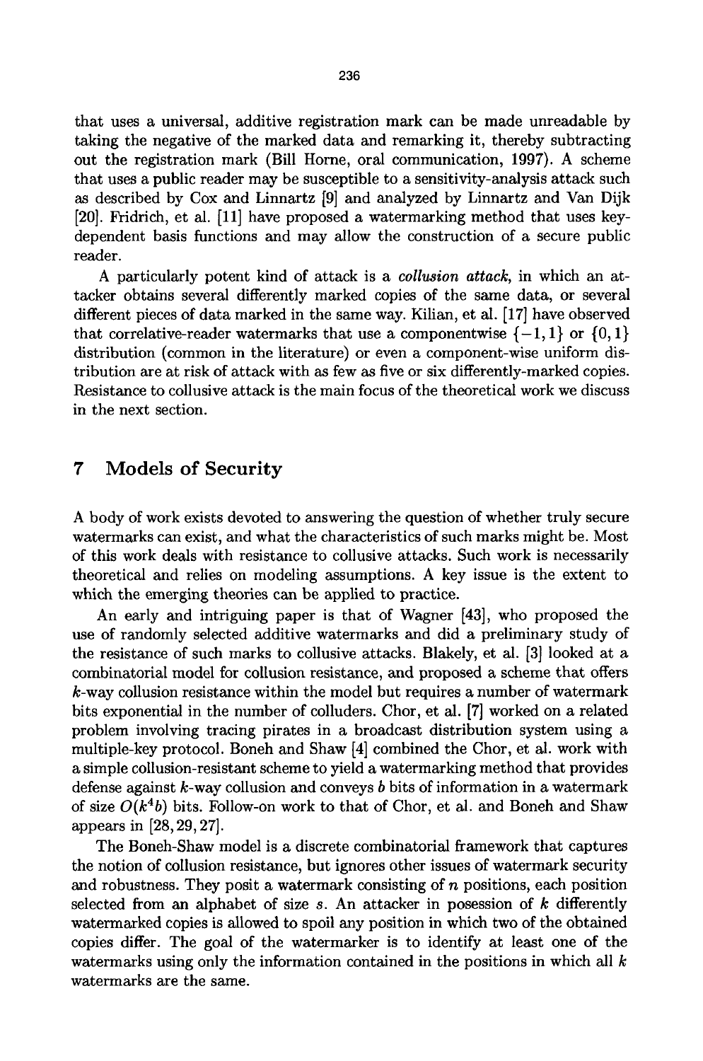that uses a universal, additive registration mark can be made unreadable by taking the negative of the marked data and remarking it, thereby subtracting out the registration mark (Bill Horne, oral communication, 1997). A scheme that uses a public reader may be susceptible to a sensitivity-analysis attack such as described by Cox and Linnartz [9] and analyzed by Linnartz and Van Dijk [20]. Fridrich, et al. [11] have proposed a watermarking method that uses key-dependent basis functions and may allow the construction of a secure public reader.

A particularly potent kind of attack is a *collusion attack*, in which an attacker obtains several differently marked copies of the same data, or several different pieces of data marked in the same way. Kilian, et al. [17] have observed that correlative-reader watermarks that use a componentwise $\{-1, 1\}$ or $\{0, 1\}$ distribution (common in the literature) or even a component-wise uniform distribution are at risk of attack with as few as five or six differently-marked copies. Resistance to collusive attack is the main focus of the theoretical work we discuss in the next section.

## 7 Models of Security

A body of work exists devoted to answering the question of whether truly secure watermarks can exist, and what the characteristics of such marks might be. Most of this work deals with resistance to collusive attacks. Such work is necessarily theoretical and relies on modeling assumptions. A key issue is the extent to which the emerging theories can be applied to practice.

An early and intriguing paper is that of Wagner [43], who proposed the use of randomly selected additive watermarks and did a preliminary study of the resistance of such marks to collusive attacks. Blakely, et al. [3] looked at a combinatorial model for collusion resistance, and proposed a scheme that offers $k$-way collusion resistance within the model but requires a number of watermark bits exponential in the number of colluders. Chor, et al. [7] worked on a related problem involving tracing pirates in a broadcast distribution system using a multiple-key protocol. Boneh and Shaw [4] combined the Chor, et al. work with a simple collusion-resistant scheme to yield a watermarking method that provides defense against $k$-way collusion and conveys $b$ bits of information in a watermark of size $O(k^4 b)$ bits. Follow-on work to that of Chor, et al. and Boneh and Shaw appears in [28, 29, 27].

The Boneh-Shaw model is a discrete combinatorial framework that captures the notion of collusion resistance, but ignores other issues of watermark security and robustness. They posit a watermark consisting of $n$ positions, each position selected from an alphabet of size $s$. An attacker in posession of $k$ differently watermarked copies is allowed to spoil any position in which two of the obtained copies differ. The goal of the watermarker is to identify at least one of the watermarks using only the information contained in the positions in which all $k$ watermarks are the same.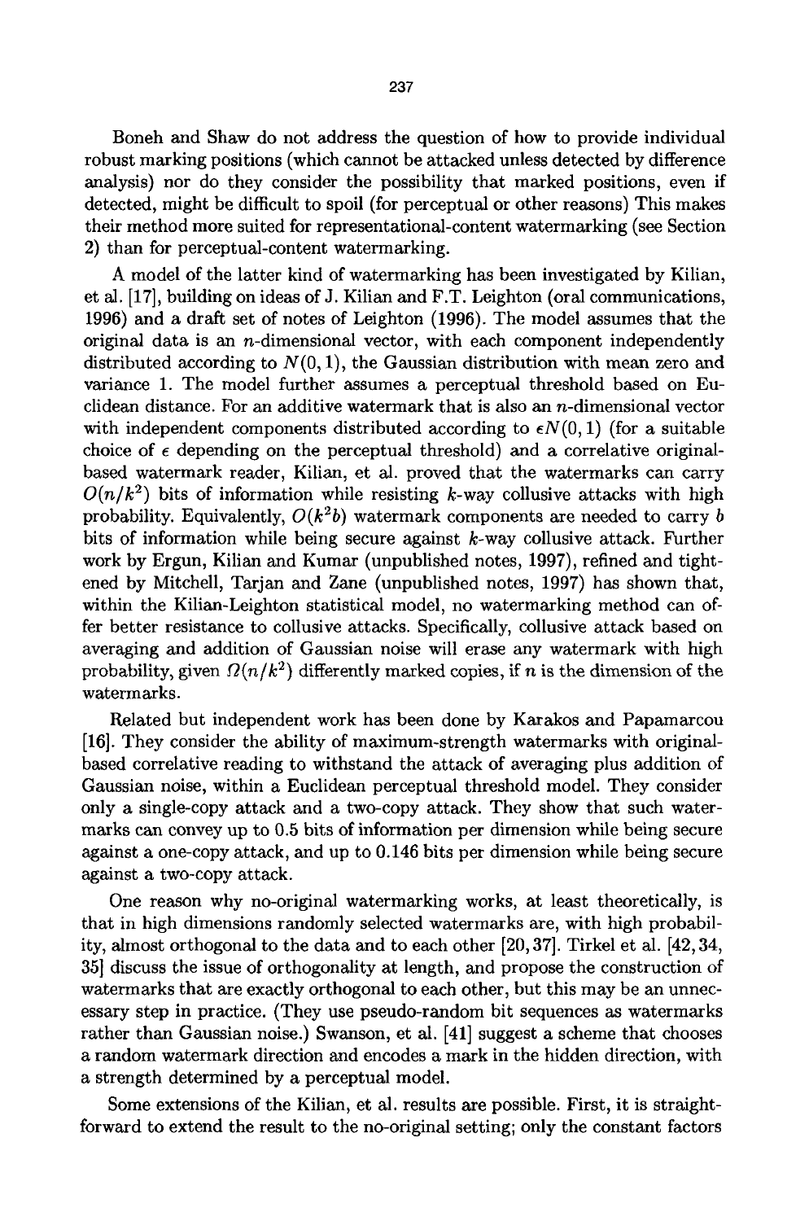Boneh and Shaw do not address the question of how to provide individual robust marking positions (which cannot be attacked unless detected by difference analysis) nor do they consider the possibility that marked positions, even if detected, might be difficult to spoil (for perceptual or other reasons) This makes their method more suited for representational-content watermarking (see Section 2) than for perceptual-content watermarking.

A model of the latter kind of watermarking has been investigated by Kilian, et al. [17], building on ideas of J. Kilian and F.T. Leighton (oral communications, 1996) and a draft set of notes of Leighton (1996). The model assumes that the original data is an $n$-dimensional vector, with each component independently distributed according to $N(0,1)$, the Gaussian distribution with mean zero and variance 1. The model further assumes a perceptual threshold based on Euclidean distance. For an additive watermark that is also an $n$-dimensional vector with independent components distributed according to $\epsilon N(0,1)$ (for a suitable choice of $\epsilon$ depending on the perceptual threshold) and a correlative original-based watermark reader, Kilian, et al. proved that the watermarks can carry $O(n/k^2)$ bits of information while resisting $k$-way collusive attacks with high probability. Equivalently, $O(k^2 b)$ watermark components are needed to carry $b$ bits of information while being secure against $k$-way collusive attack. Further work by Ergun, Kilian and Kumar (unpublished notes, 1997), refined and tightened by Mitchell, Tarjan and Zane (unpublished notes, 1997) has shown that, within the Kilian-Leighton statistical model, no watermarking method can offer better resistance to collusive attacks. Specifically, collusive attack based on averaging and addition of Gaussian noise will erase any watermark with high probability, given $\Omega(n/k^2)$ differently marked copies, if $n$ is the dimension of the watermarks.

Related but independent work has been done by Karakos and Papamarcou [16]. They consider the ability of maximum-strength watermarks with original-based correlative reading to withstand the attack of averaging plus addition of Gaussian noise, within a Euclidean perceptual threshold model. They consider only a single-copy attack and a two-copy attack. They show that such watermarks can convey up to 0.5 bits of information per dimension while being secure against a one-copy attack, and up to 0.146 bits per dimension while being secure against a two-copy attack.

One reason why no-original watermarking works, at least theoretically, is that in high dimensions randomly selected watermarks are, with high probability, almost orthogonal to the data and to each other [20, 37]. Tirkel et al. [42, 34, 35] discuss the issue of orthogonality at length, and propose the construction of watermarks that are exactly orthogonal to each other, but this may be an unnecessary step in practice. (They use pseudo-random bit sequences as watermarks rather than Gaussian noise.) Swanson, et al. [41] suggest a scheme that chooses a random watermark direction and encodes a mark in the hidden direction, with a strength determined by a perceptual model.

Some extensions of the Kilian, et al. results are possible. First, it is straightforward to extend the result to the no-original setting; only the constant factors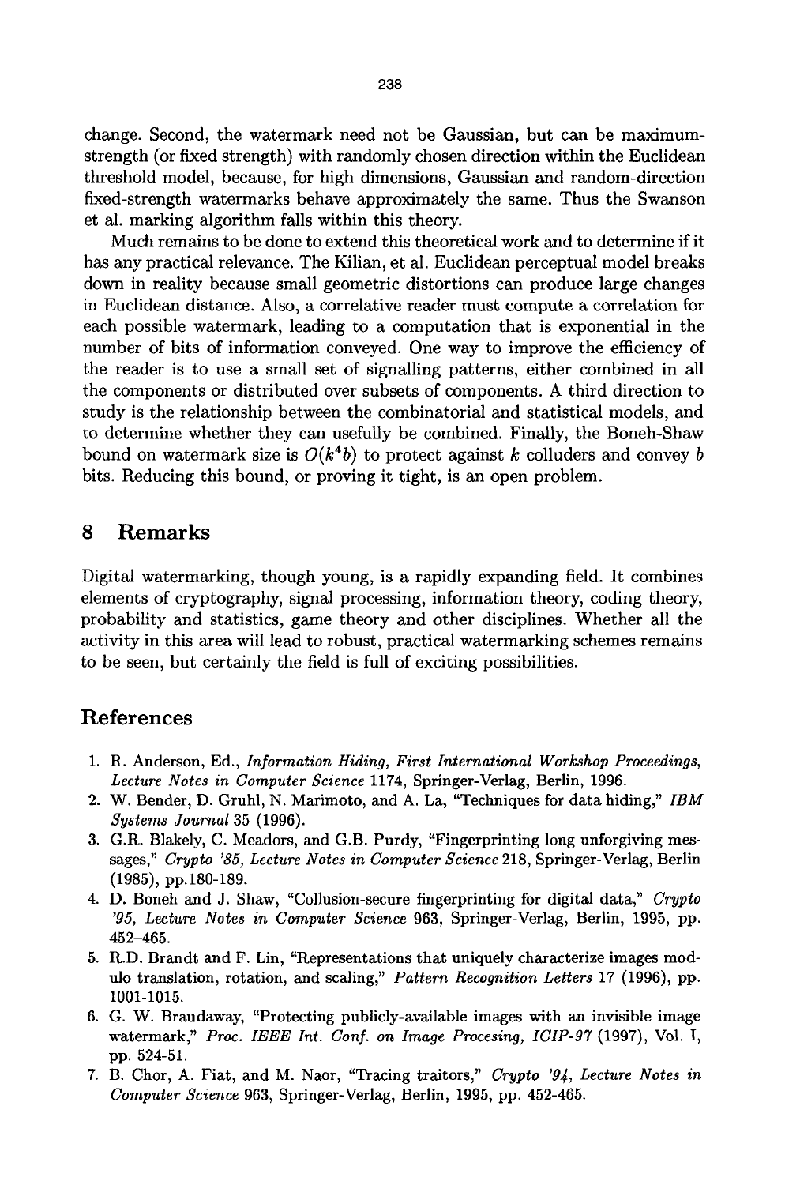change. Second, the watermark need not be Gaussian, but can be maximum-strength (or fixed strength) with randomly chosen direction within the Euclidean threshold model, because, for high dimensions, Gaussian and random-direction fixed-strength watermarks behave approximately the same. Thus the Swanson et al. marking algorithm falls within this theory.

Much remains to be done to extend this theoretical work and to determine if it has any practical relevance. The Kilian, et al. Euclidean perceptual model breaks down in reality because small geometric distortions can produce large changes in Euclidean distance. Also, a correlative reader must compute a correlation for each possible watermark, leading to a computation that is exponential in the number of bits of information conveyed. One way to improve the efficiency of the reader is to use a small set of signalling patterns, either combined in all the components or distributed over subsets of components. A third direction to study is the relationship between the combinatorial and statistical models, and to determine whether they can usefully be combined. Finally, the Boneh-Shaw bound on watermark size is $O(k^4 b)$ to protect against $k$ colluders and convey $b$ bits. Reducing this bound, or proving it tight, is an open problem.

## 8 Remarks

Digital watermarking, though young, is a rapidly expanding field. It combines elements of cryptography, signal processing, information theory, coding theory, probability and statistics, game theory and other disciplines. Whether all the activity in this area will lead to robust, practical watermarking schemes remains to be seen, but certainly the field is full of exciting possibilities.

## References

1. R. Anderson, Ed., *Information Hiding, First International Workshop Proceedings, Lecture Notes in Computer Science* 1174, Springer-Verlag, Berlin, 1996.
2. W. Bender, D. Gruhl, N. Marimoto, and A. La, "Techniques for data hiding," *IBM Systems Journal* 35 (1996).
3. G.R. Blakely, C. Meadors, and G.B. Purdy, "Fingerprinting long unforgiving messages," *Crypto '85, Lecture Notes in Computer Science* 218, Springer-Verlag, Berlin (1985), pp.180-189.
4. D. Boneh and J. Shaw, "Collusion-secure fingerprinting for digital data," *Crypto '95, Lecture Notes in Computer Science* 963, Springer-Verlag, Berlin, 1995, pp. 452–465.
5. R.D. Brandt and F. Lin, "Representations that uniquely characterize images modulo translation, rotation, and scaling," *Pattern Recognition Letters* 17 (1996), pp. 1001-1015.
6. G. W. Braudaway, "Protecting publicly-available images with an invisible image watermark," *Proc. IEEE Int. Conf. on Image Procesing, ICIP-97* (1997), Vol. I, pp. 524-51.
7. B. Chor, A. Fiat, and M. Naor, "Tracing traitors," *Crypto '94, Lecture Notes in Computer Science* 963, Springer-Verlag, Berlin, 1995, pp. 452-465.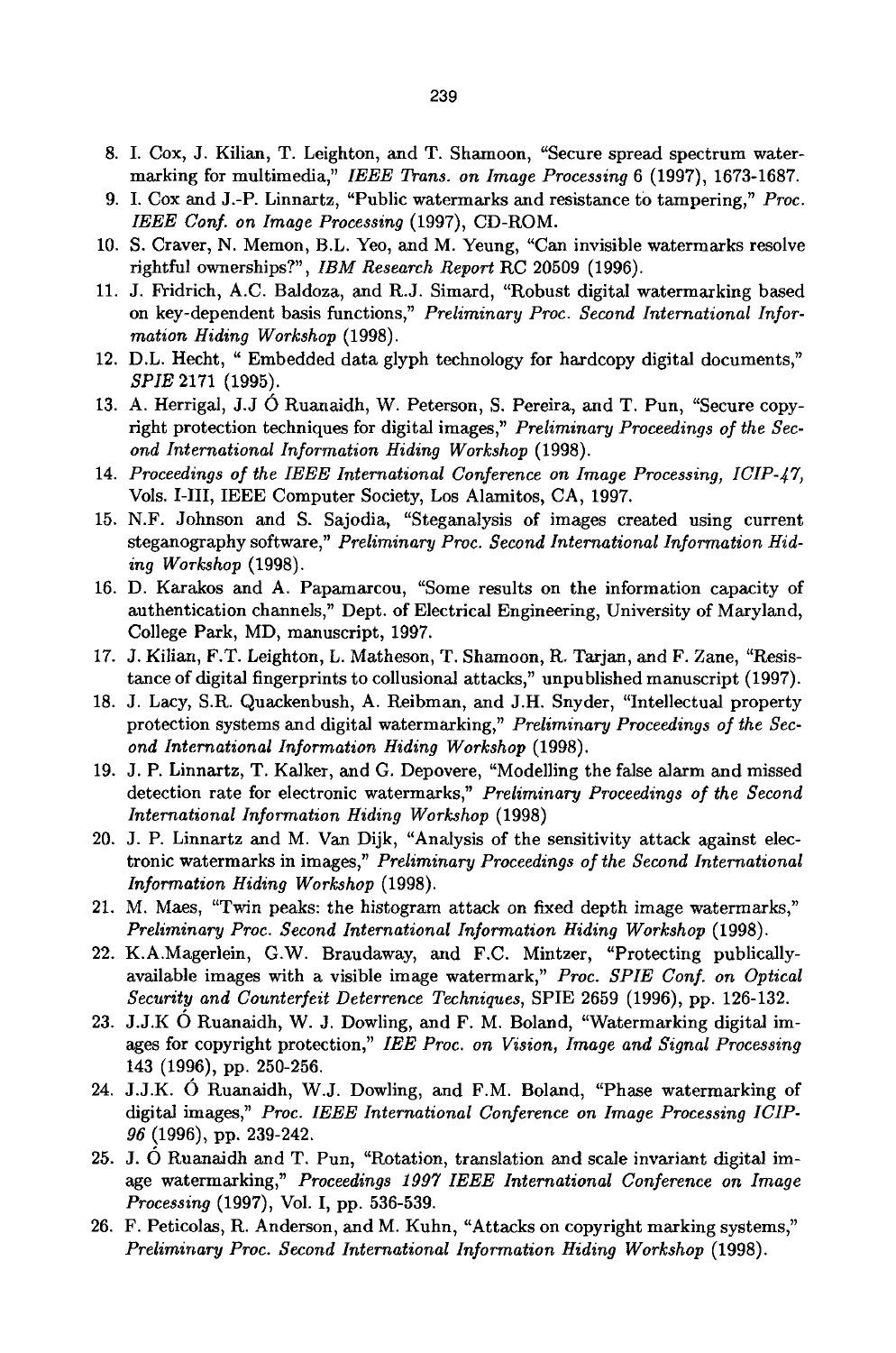8. I. Cox, J. Kilian, T. Leighton, and T. Shamoon, "Secure spread spectrum watermarking for multimedia," *IEEE Trans. on Image Processing* 6 (1997), 1673-1687.
9. I. Cox and J.-P. Linnartz, "Public watermarks and resistance to tampering," *Proc. IEEE Conf. on Image Processing* (1997), CD-ROM.
10. S. Craver, N. Memon, B.L. Yeo, and M. Yeung, "Can invisible watermarks resolve rightful ownerships?", *IBM Research Report* RC 20509 (1996).
11. J. Fridrich, A.C. Baldoza, and R.J. Simard, "Robust digital watermarking based on key-dependent basis functions," *Preliminary Proc. Second International Information Hiding Workshop* (1998).
12. D.L. Hecht, " Embedded data glyph technology for hardcopy digital documents," *SPIE* 2171 (1995).
13. A. Herrigal, J.J Ó Ruanaidh, W. Peterson, S. Pereira, and T. Pun, "Secure copyright protection techniques for digital images," *Preliminary Proceedings of the Second International Information Hiding Workshop* (1998).
14. *Proceedings of the IEEE International Conference on Image Processing, ICIP-47*, Vols. I-III, IEEE Computer Society, Los Alamitos, CA, 1997.
15. N.F. Johnson and S. Sajodia, "Steganalysis of images created using current steganography software," *Preliminary Proc. Second International Information Hiding Workshop* (1998).
16. D. Karakos and A. Papamarcou, "Some results on the information capacity of authentication channels," Dept. of Electrical Engineering, University of Maryland, College Park, MD, manuscript, 1997.
17. J. Kilian, F.T. Leighton, L. Matheson, T. Shamoon, R. Tarjan, and F. Zane, "Resistance of digital fingerprints to collusional attacks," unpublished manuscript (1997).
18. J. Lacy, S.R. Quackenbush, A. Reibman, and J.H. Snyder, "Intellectual property protection systems and digital watermarking," *Preliminary Proceedings of the Second International Information Hiding Workshop* (1998).
19. J. P. Linnartz, T. Kalker, and G. Depovere, "Modelling the false alarm and missed detection rate for electronic watermarks," *Preliminary Proceedings of the Second International Information Hiding Workshop* (1998)
20. J. P. Linnartz and M. Van Dijk, "Analysis of the sensitivity attack against electronic watermarks in images," *Preliminary Proceedings of the Second International Information Hiding Workshop* (1998).
21. M. Maes, "Twin peaks: the histogram attack on fixed depth image watermarks," *Preliminary Proc. Second International Information Hiding Workshop* (1998).
22. K.A.Magerlein, G.W. Braudaway, and F.C. Mintzer, "Protecting publically-available images with a visible image watermark," *Proc. SPIE Conf. on Optical Security and Counterfeit Deterrence Techniques*, SPIE 2659 (1996), pp. 126-132.
23. J.J.K Ó Ruanaidh, W. J. Dowling, and F. M. Boland, "Watermarking digital images for copyright protection," *IEE Proc. on Vision, Image and Signal Processing* 143 (1996), pp. 250-256.
24. J.J.K. Ó Ruanaidh, W.J. Dowling, and F.M. Boland, "Phase watermarking of digital images," *Proc. IEEE International Conference on Image Processing ICIP-96* (1996), pp. 239-242.
25. J. Ó Ruanaidh and T. Pun, "Rotation, translation and scale invariant digital image watermarking," *Proceedings 1997 IEEE International Conference on Image Processing* (1997), Vol. I, pp. 536-539.
26. F. Peticolas, R. Anderson, and M. Kuhn, "Attacks on copyright marking systems," *Preliminary Proc. Second International Information Hiding Workshop* (1998).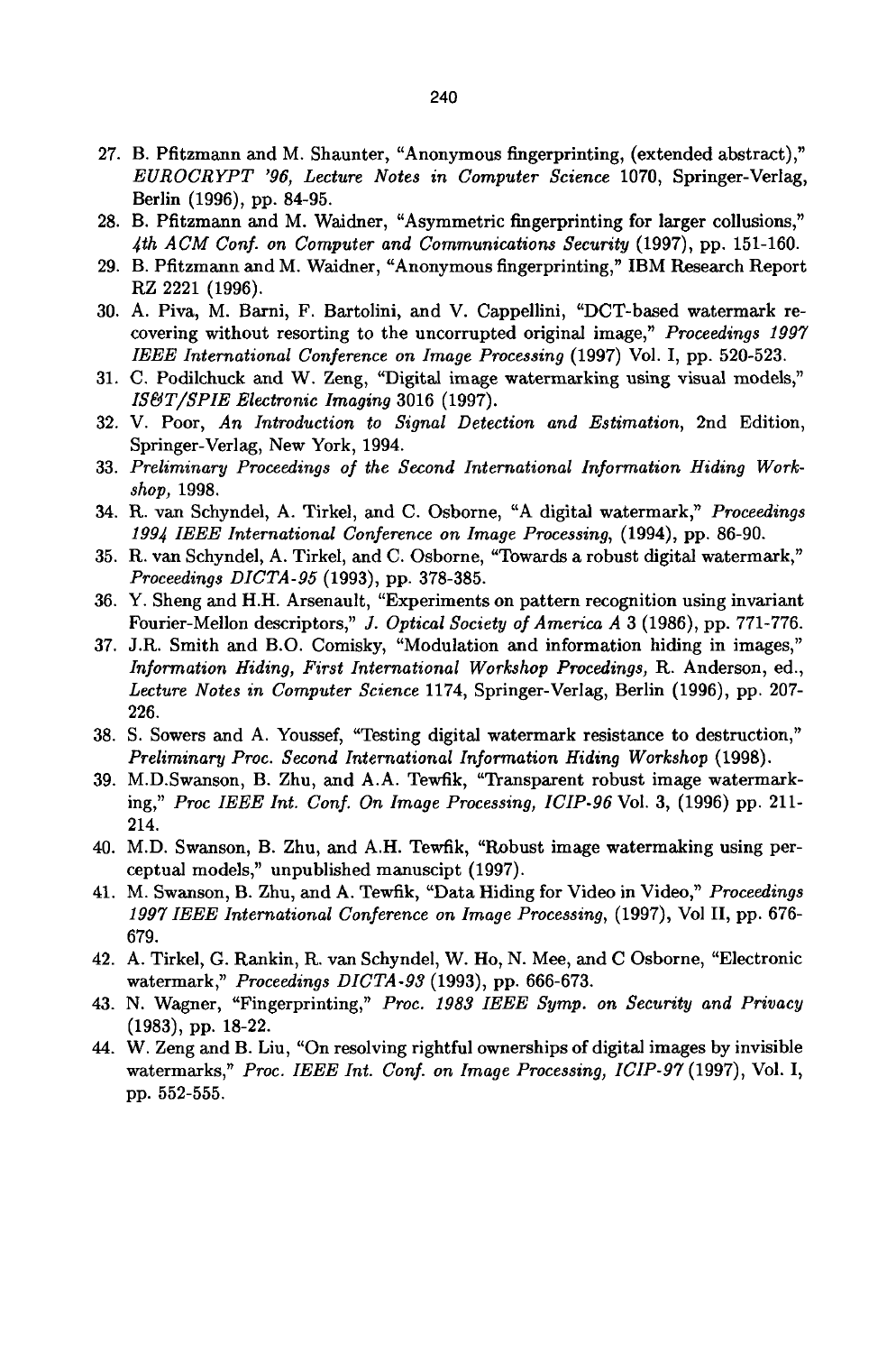27. B. Pfitzmann and M. Shaunter, "Anonymous fingerprinting, (extended abstract)," *EUROCRYPT '96, Lecture Notes in Computer Science* 1070, Springer-Verlag, Berlin (1996), pp. 84-95.
28. B. Pfitzmann and M. Waidner, "Asymmetric fingerprinting for larger collusions," *4th ACM Conf. on Computer and Communications Security* (1997), pp. 151-160.
29. B. Pfitzmann and M. Waidner, "Anonymous fingerprinting," IBM Research Report RZ 2221 (1996).
30. A. Piva, M. Barni, F. Bartolini, and V. Cappellini, "DCT-based watermark recovering without resorting to the uncorrupted original image," *Proceedings 1997 IEEE International Conference on Image Processing* (1997) Vol. I, pp. 520-523.
31. C. Podilchuck and W. Zeng, "Digital image watermarking using visual models," *IS&T/SPIE Electronic Imaging* 3016 (1997).
32. V. Poor, *An Introduction to Signal Detection and Estimation*, 2nd Edition, Springer-Verlag, New York, 1994.
33. *Preliminary Proceedings of the Second International Information Hiding Workshop,* 1998.
34. R. van Schyndel, A. Tirkel, and C. Osborne, "A digital watermark," *Proceedings 1994 IEEE International Conference on Image Processing,* (1994), pp. 86-90.
35. R. van Schyndel, A. Tirkel, and C. Osborne, "Towards a robust digital watermark," *Proceedings DICTA-95* (1993), pp. 378-385.
36. Y. Sheng and H.H. Arsenault, "Experiments on pattern recognition using invariant Fourier-Mellon descriptors," *J. Optical Society of America A* 3 (1986), pp. 771-776.
37. J.R. Smith and B.O. Comisky, "Modulation and information hiding in images," *Information Hiding, First International Workshop Procedings,* R. Anderson, ed., *Lecture Notes in Computer Science* 1174, Springer-Verlag, Berlin (1996), pp. 207-226.
38. S. Sowers and A. Youssef, "Testing digital watermark resistance to destruction," *Preliminary Proc. Second International Information Hiding Workshop* (1998).
39. M.D.Swanson, B. Zhu, and A.A. Tewfik, "Transparent robust image watermarking," *Proc IEEE Int. Conf. On Image Processing, ICIP-96* Vol. 3, (1996) pp. 211-214.
40. M.D. Swanson, B. Zhu, and A.H. Tewfik, "Robust image watermaking using perceptual models," unpublished manuscipt (1997).
41. M. Swanson, B. Zhu, and A. Tewfik, "Data Hiding for Video in Video," *Proceedings 1997 IEEE International Conference on Image Processing,* (1997), Vol II, pp. 676-679.
42. A. Tirkel, G. Rankin, R. van Schyndel, W. Ho, N. Mee, and C Osborne, "Electronic watermark," *Proceedings DICTA-93* (1993), pp. 666-673.
43. N. Wagner, "Fingerprinting," *Proc. 1983 IEEE Symp. on Security and Privacy* (1983), pp. 18-22.
44. W. Zeng and B. Liu, "On resolving rightful ownerships of digital images by invisible watermarks," *Proc. IEEE Int. Conf. on Image Processing, ICIP-97* (1997), Vol. I, pp. 552-555.